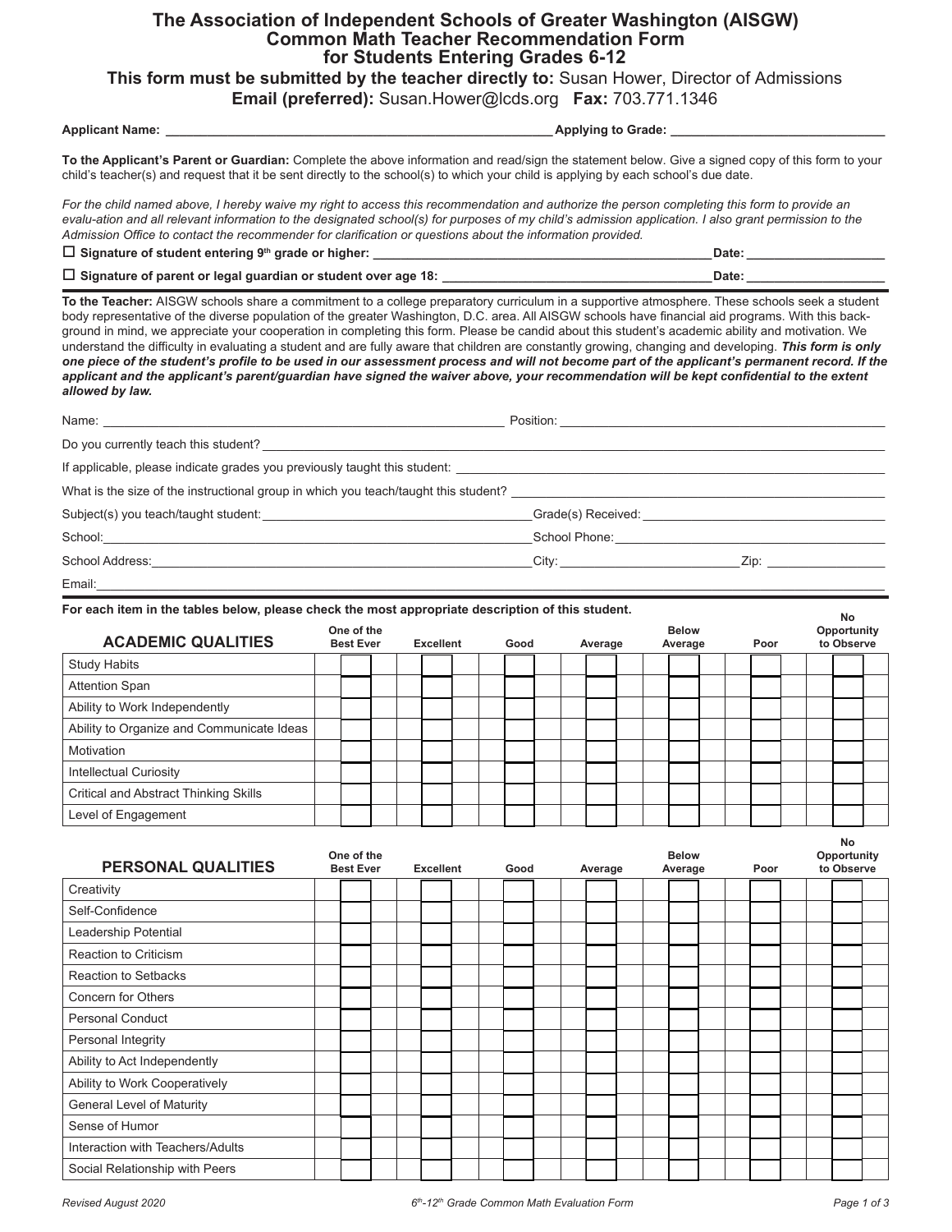# The Association of Independent Schools of Greater Washington (AISGW)
## Common Math Teacher Recommendation Form
## for Students Entering Grades 6-12

**This form must be submitted by the teacher directly to:** Susan Hower, Director of Admissions
**Email (preferred):** Susan.Hower@lcds.org **Fax:** 703.771.1346

**Applicant Name:** ______________________________ **Applying to Grade:** ______________________________

**To the Applicant's Parent or Guardian:** Complete the above information and read/sign the statement below. Give a signed copy of this form to your child's teacher(s) and request that it be sent directly to the school(s) to which your child is applying by each school's due date.

*For the child named above, I hereby waive my right to access this recommendation and authorize the person completing this form to provide an evalu-ation and all relevant information to the designated school(s) for purposes of my child's admission application. I also grant permission to the Admission Office to contact the recommender for clarification or questions about the information provided.*

☐ **Signature of student entering 9th grade or higher:** ______________________________ **Date:** ______________

☐ **Signature of parent or legal guardian or student over age 18:** ______________________________ **Date:** ______________

**To the Teacher:** AISGW schools share a commitment to a college preparatory curriculum in a supportive atmosphere. These schools seek a student body representative of the diverse population of the greater Washington, D.C. area. All AISGW schools have financial aid programs. With this back-ground in mind, we appreciate your cooperation in completing this form. Please be candid about this student's academic ability and motivation. We understand the difficulty in evaluating a student and are fully aware that children are constantly growing, changing and developing. ***This form is only one piece of the student's profile to be used in our assessment process and will not become part of the applicant's permanent record. If the applicant and the applicant's parent/guardian have signed the waiver above, your recommendation will be kept confidential to the extent allowed by law.***

Name: ______________________________ Position: ______________________________

Do you currently teach this student? ______________________________

If applicable, please indicate grades you previously taught this student: ______________________________

What is the size of the instructional group in which you teach/taught this student? ______________________________

Subject(s) you teach/taught student: ______________________________ Grade(s) Received: ______________________________

School: ______________________________ School Phone: ______________________________

School Address: ______________________________ City: ______________ Zip: ______________

Email: ______________________________

**For each item in the tables below, please check the most appropriate description of this student.**

| ACADEMIC QUALITIES | One of the Best Ever | Excellent | Good | Average | Below Average | Poor | No Opportunity to Observe |
|---|---|---|---|---|---|---|---|
| Study Habits | ☐ | ☐ | ☐ | ☐ | ☐ | ☐ | ☐ |
| Attention Span | ☐ | ☐ | ☐ | ☐ | ☐ | ☐ | ☐ |
| Ability to Work Independently | ☐ | ☐ | ☐ | ☐ | ☐ | ☐ | ☐ |
| Ability to Organize and Communicate Ideas | ☐ | ☐ | ☐ | ☐ | ☐ | ☐ | ☐ |
| Motivation | ☐ | ☐ | ☐ | ☐ | ☐ | ☐ | ☐ |
| Intellectual Curiosity | ☐ | ☐ | ☐ | ☐ | ☐ | ☐ | ☐ |
| Critical and Abstract Thinking Skills | ☐ | ☐ | ☐ | ☐ | ☐ | ☐ | ☐ |
| Level of Engagement | ☐ | ☐ | ☐ | ☐ | ☐ | ☐ | ☐ |

| PERSONAL QUALITIES | One of the Best Ever | Excellent | Good | Average | Below Average | Poor | No Opportunity to Observe |
|---|---|---|---|---|---|---|---|
| Creativity | ☐ | ☐ | ☐ | ☐ | ☐ | ☐ | ☐ |
| Self-Confidence | ☐ | ☐ | ☐ | ☐ | ☐ | ☐ | ☐ |
| Leadership Potential | ☐ | ☐ | ☐ | ☐ | ☐ | ☐ | ☐ |
| Reaction to Criticism | ☐ | ☐ | ☐ | ☐ | ☐ | ☐ | ☐ |
| Reaction to Setbacks | ☐ | ☐ | ☐ | ☐ | ☐ | ☐ | ☐ |
| Concern for Others | ☐ | ☐ | ☐ | ☐ | ☐ | ☐ | ☐ |
| Personal Conduct | ☐ | ☐ | ☐ | ☐ | ☐ | ☐ | ☐ |
| Personal Integrity | ☐ | ☐ | ☐ | ☐ | ☐ | ☐ | ☐ |
| Ability to Act Independently | ☐ | ☐ | ☐ | ☐ | ☐ | ☐ | ☐ |
| Ability to Work Cooperatively | ☐ | ☐ | ☐ | ☐ | ☐ | ☐ | ☐ |
| General Level of Maturity | ☐ | ☐ | ☐ | ☐ | ☐ | ☐ | ☐ |
| Sense of Humor | ☐ | ☐ | ☐ | ☐ | ☐ | ☐ | ☐ |
| Interaction with Teachers/Adults | ☐ | ☐ | ☐ | ☐ | ☐ | ☐ | ☐ |
| Social Relationship with Peers | ☐ | ☐ | ☐ | ☐ | ☐ | ☐ | ☐ |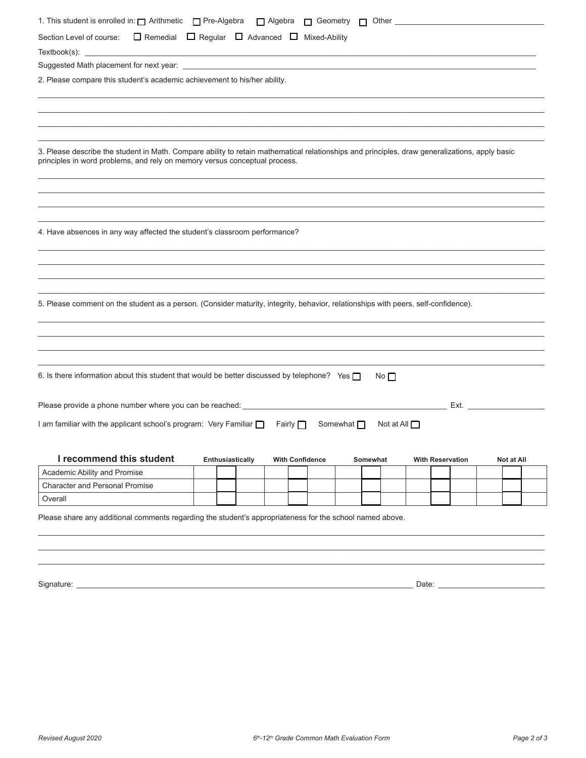1. This student is enrolled in: ☐ Arithmetic ☐ Pre-Algebra ☐ Algebra ☐ Geometry ☐ Other ___________________________

Section Level of course: ☐ Remedial ☐ Regular ☐ Advanced ☐ Mixed-Ability

Textbook(s): ___________________________

Suggested Math placement for next year: ___________________________

2. Please compare this student's academic achievement to his/her ability.

___________________________

___________________________

___________________________

___________________________

3. Please describe the student in Math. Compare ability to retain mathematical relationships and principles, draw generalizations, apply basic principles in word problems, and rely on memory versus conceptual process.

___________________________

___________________________

___________________________

___________________________

4. Have absences in any way affected the student's classroom performance?

___________________________

___________________________

___________________________

___________________________

5. Please comment on the student as a person. (Consider maturity, integrity, behavior, relationships with peers, self-confidence).

___________________________

___________________________

___________________________

___________________________

6. Is there information about this student that would be better discussed by telephone? Yes ☐ No ☐

Please provide a phone number where you can be reached: ___________________________ Ext. ___________

I am familiar with the applicant school's program: Very Familiar ☐ Fairly ☐ Somewhat ☐ Not at All ☐

| **I recommend this student** | **Enthusiastically** | **With Confidence** | **Somewhat** | **With Reservation** | **Not at All** |
|---|---|---|---|---|---|
| Academic Ability and Promise | ☐ | ☐ | ☐ | ☐ | ☐ |
| Character and Personal Promise | ☐ | ☐ | ☐ | ☐ | ☐ |
| Overall | ☐ | ☐ | ☐ | ☐ | ☐ |

Please share any additional comments regarding the student's appropriateness for the school named above.

___________________________

___________________________

___________________________

Signature: ___________________________ Date: ___________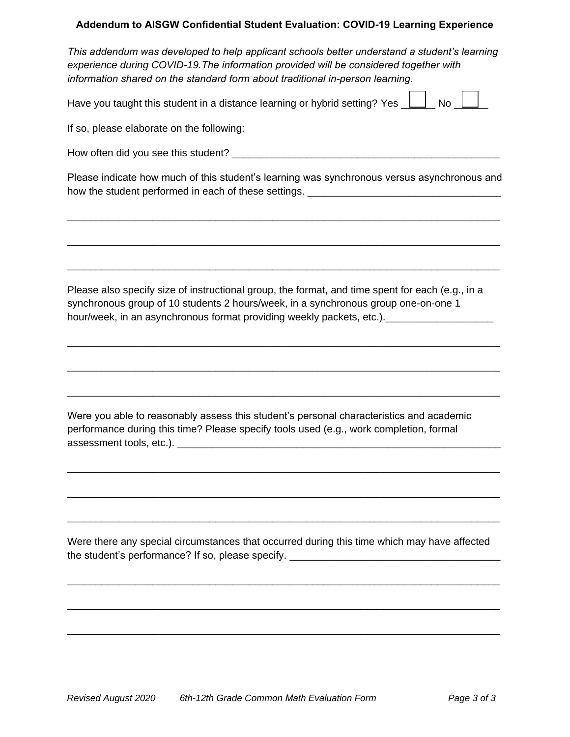**Addendum to AISGW Confidential Student Evaluation: COVID-19 Learning Experience**

*This addendum was developed to help applicant schools better understand a student's learning experience during COVID-19.The information provided will be considered together with information shared on the standard form about traditional in-person learning.*

Have you taught this student in a distance learning or hybrid setting? Yes ☐ No ☐

If so, please elaborate on the following:

How often did you see this student? ________________________________________________

Please indicate how much of this student's learning was synchronous versus asynchronous and how the student performed in each of these settings. ______________________________

______________________________________________________________________________

______________________________________________________________________________

______________________________________________________________________________

Please also specify size of instructional group, the format, and time spent for each (e.g., in a synchronous group of 10 students 2 hours/week, in a synchronous group one-on-one 1 hour/week, in an asynchronous format providing weekly packets, etc.).__________________

______________________________________________________________________________

______________________________________________________________________________

______________________________________________________________________________

Were you able to reasonably assess this student's personal characteristics and academic performance during this time? Please specify tools used (e.g., work completion, formal assessment tools, etc.). ________________________________________________________

______________________________________________________________________________

______________________________________________________________________________

______________________________________________________________________________

Were there any special circumstances that occurred during this time which may have affected the student's performance? If so, please specify. ___________________________________

______________________________________________________________________________

______________________________________________________________________________

______________________________________________________________________________